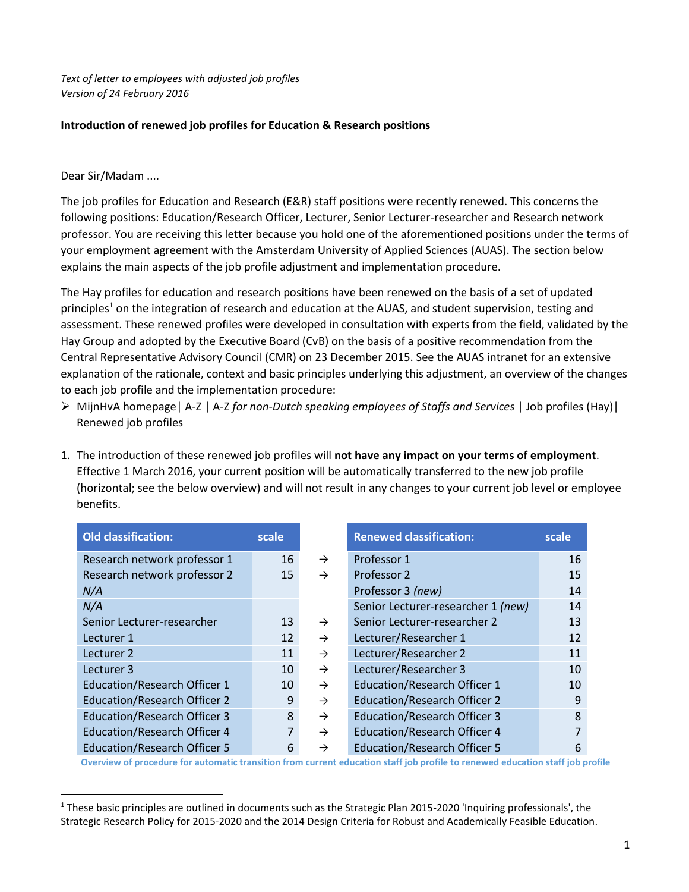*Text of letter to employees with adjusted job profiles*
*Version of 24 February 2016*

**Introduction of renewed job profiles for Education & Research positions**

Dear Sir/Madam ....

The job profiles for Education and Research (E&R) staff positions were recently renewed. This concerns the following positions: Education/Research Officer, Lecturer, Senior Lecturer-researcher and Research network professor. You are receiving this letter because you hold one of the aforementioned positions under the terms of your employment agreement with the Amsterdam University of Applied Sciences (AUAS). The section below explains the main aspects of the job profile adjustment and implementation procedure.

The Hay profiles for education and research positions have been renewed on the basis of a set of updated principles[1] on the integration of research and education at the AUAS, and student supervision, testing and assessment. These renewed profiles were developed in consultation with experts from the field, validated by the Hay Group and adopted by the Executive Board (CvB) on the basis of a positive recommendation from the Central Representative Advisory Council (CMR) on 23 December 2015. See the AUAS intranet for an extensive explanation of the rationale, context and basic principles underlying this adjustment, an overview of the changes to each job profile and the implementation procedure:

- MijnHvA homepage| A-Z | A-Z *for non-Dutch speaking employees of Staffs and Services* | Job profiles (Hay)| Renewed job profiles

1. The introduction of these renewed job profiles will **not have any impact on your terms of employment**. Effective 1 March 2016, your current position will be automatically transferred to the new job profile (horizontal; see the below overview) and will not result in any changes to your current job level or employee benefits.

| Old classification: | scale | | Renewed classification: | scale |
|---|---|---|---|---|
| Research network professor 1 | 16 | → | Professor 1 | 16 |
| Research network professor 2 | 15 | → | Professor 2 | 15 |
| *N/A* | | | Professor 3 *(new)* | 14 |
| *N/A* | | | Senior Lecturer-researcher 1 *(new)* | 14 |
| Senior Lecturer-researcher | 13 | → | Senior Lecturer-researcher 2 | 13 |
| Lecturer 1 | 12 | → | Lecturer/Researcher 1 | 12 |
| Lecturer 2 | 11 | → | Lecturer/Researcher 2 | 11 |
| Lecturer 3 | 10 | → | Lecturer/Researcher 3 | 10 |
| Education/Research Officer 1 | 10 | → | Education/Research Officer 1 | 10 |
| Education/Research Officer 2 | 9 | → | Education/Research Officer 2 | 9 |
| Education/Research Officer 3 | 8 | → | Education/Research Officer 3 | 8 |
| Education/Research Officer 4 | 7 | → | Education/Research Officer 4 | 7 |
| Education/Research Officer 5 | 6 | → | Education/Research Officer 5 | 6 |

**Overview of procedure for automatic transition from current education staff job profile to renewed education staff job profile**

[1] These basic principles are outlined in documents such as the Strategic Plan 2015-2020 'Inquiring professionals', the Strategic Research Policy for 2015-2020 and the 2014 Design Criteria for Robust and Academically Feasible Education.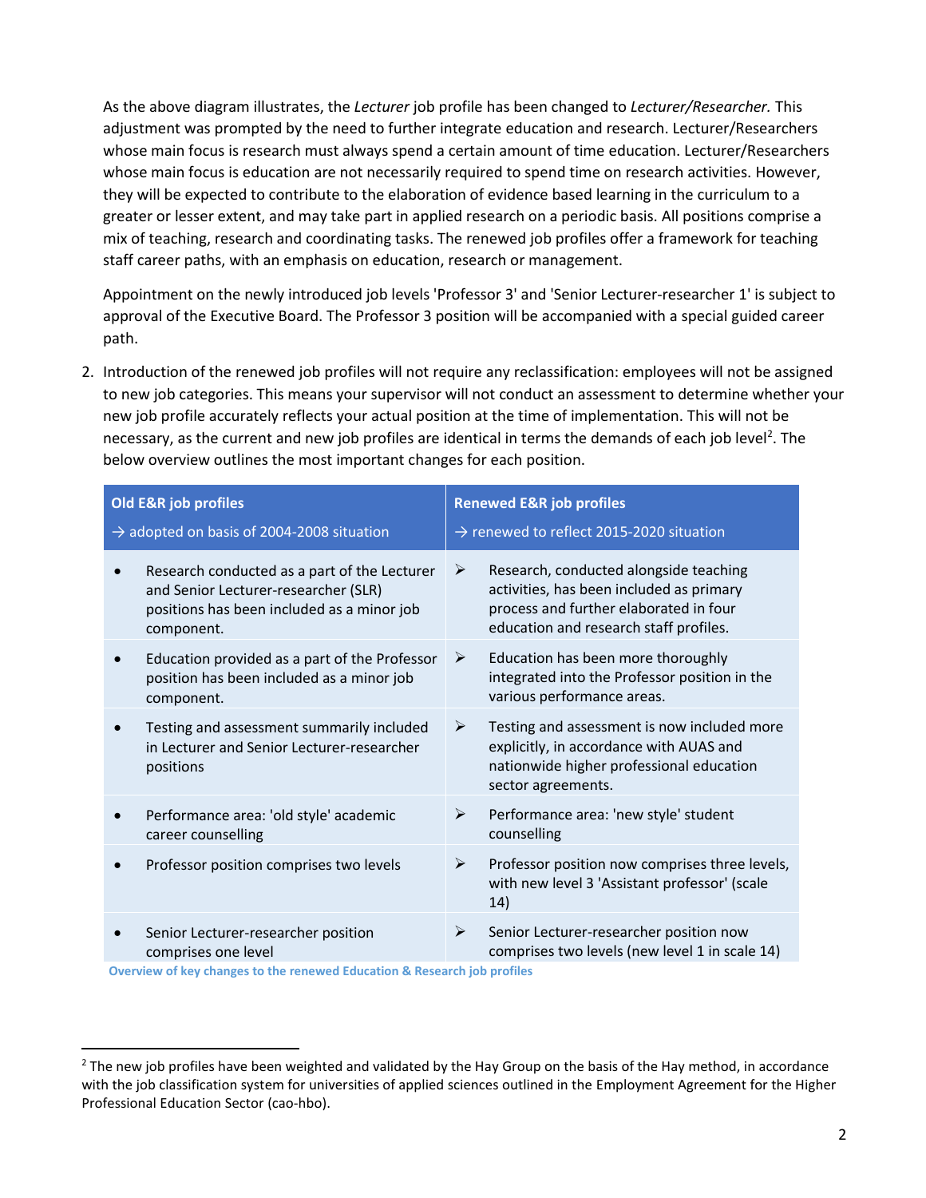As the above diagram illustrates, the *Lecturer* job profile has been changed to *Lecturer/Researcher.* This adjustment was prompted by the need to further integrate education and research. Lecturer/Researchers whose main focus is research must always spend a certain amount of time education. Lecturer/Researchers whose main focus is education are not necessarily required to spend time on research activities. However, they will be expected to contribute to the elaboration of evidence based learning in the curriculum to a greater or lesser extent, and may take part in applied research on a periodic basis. All positions comprise a mix of teaching, research and coordinating tasks. The renewed job profiles offer a framework for teaching staff career paths, with an emphasis on education, research or management.

Appointment on the newly introduced job levels 'Professor 3' and 'Senior Lecturer-researcher 1' is subject to approval of the Executive Board. The Professor 3 position will be accompanied with a special guided career path.

2. Introduction of the renewed job profiles will not require any reclassification: employees will not be assigned to new job categories. This means your supervisor will not conduct an assessment to determine whether your new job profile accurately reflects your actual position at the time of implementation. This will not be necessary, as the current and new job profiles are identical in terms the demands of each job level[2]. The below overview outlines the most important changes for each position.

| **Old E&R job profiles**<br>→ adopted on basis of 2004-2008 situation | **Renewed E&R job profiles**<br>→ renewed to reflect 2015-2020 situation |
|---|---|
| • Research conducted as a part of the Lecturer and Senior Lecturer-researcher (SLR) positions has been included as a minor job component. | ➢ Research, conducted alongside teaching activities, has been included as primary process and further elaborated in four education and research staff profiles. |
| • Education provided as a part of the Professor position has been included as a minor job component. | ➢ Education has been more thoroughly integrated into the Professor position in the various performance areas. |
| • Testing and assessment summarily included in Lecturer and Senior Lecturer-researcher positions | ➢ Testing and assessment is now included more explicitly, in accordance with AUAS and nationwide higher professional education sector agreements. |
| • Performance area: 'old style' academic career counselling | ➢ Performance area: 'new style' student counselling |
| • Professor position comprises two levels | ➢ Professor position now comprises three levels, with new level 3 'Assistant professor' (scale 14) |
| • Senior Lecturer-researcher position comprises one level | ➢ Senior Lecturer-researcher position now comprises two levels (new level 1 in scale 14) |

**Overview of key changes to the renewed Education & Research job profiles**

[2] The new job profiles have been weighted and validated by the Hay Group on the basis of the Hay method, in accordance with the job classification system for universities of applied sciences outlined in the Employment Agreement for the Higher Professional Education Sector (cao-hbo).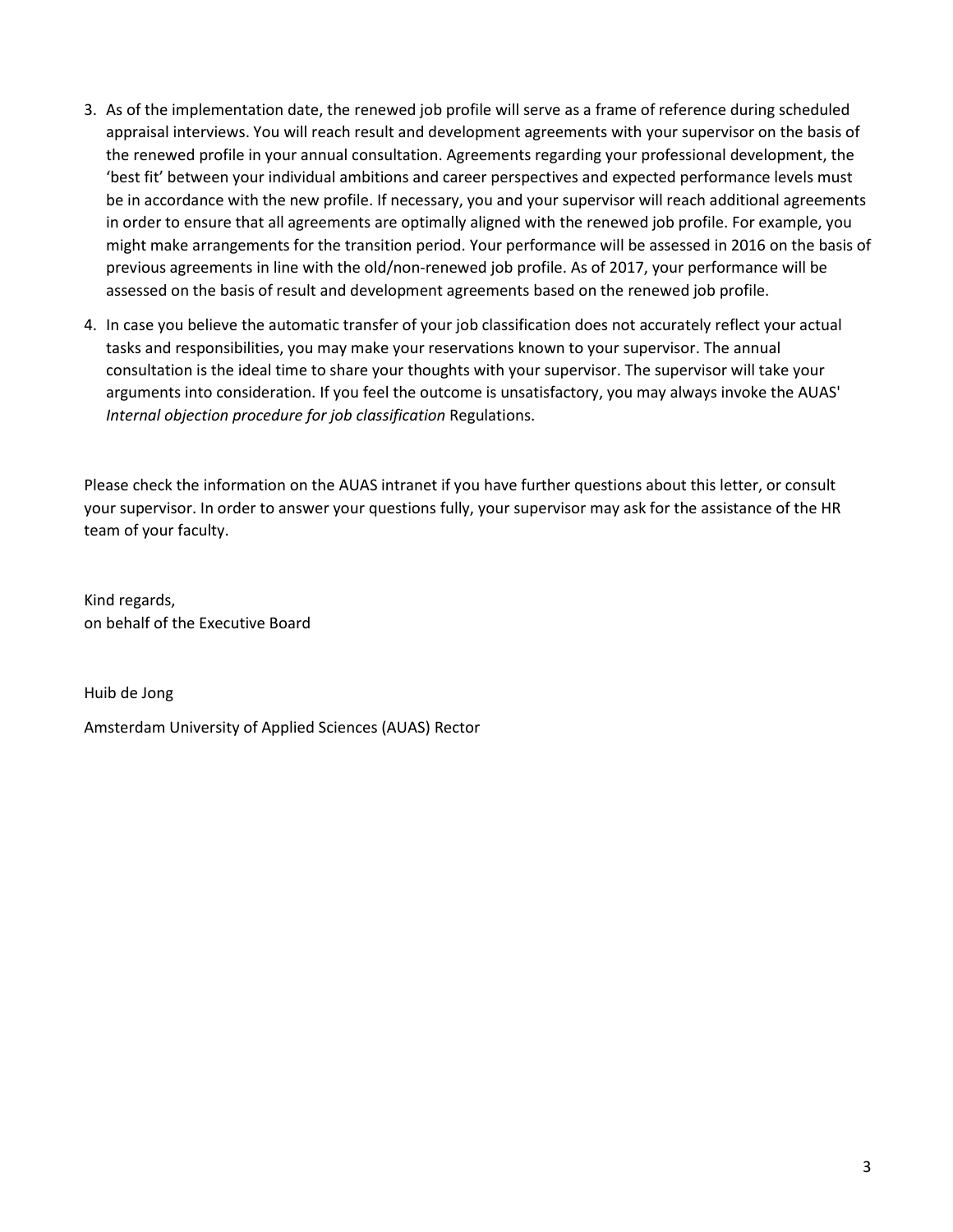3. As of the implementation date, the renewed job profile will serve as a frame of reference during scheduled appraisal interviews. You will reach result and development agreements with your supervisor on the basis of the renewed profile in your annual consultation. Agreements regarding your professional development, the 'best fit' between your individual ambitions and career perspectives and expected performance levels must be in accordance with the new profile. If necessary, you and your supervisor will reach additional agreements in order to ensure that all agreements are optimally aligned with the renewed job profile. For example, you might make arrangements for the transition period. Your performance will be assessed in 2016 on the basis of previous agreements in line with the old/non-renewed job profile. As of 2017, your performance will be assessed on the basis of result and development agreements based on the renewed job profile.
4. In case you believe the automatic transfer of your job classification does not accurately reflect your actual tasks and responsibilities, you may make your reservations known to your supervisor. The annual consultation is the ideal time to share your thoughts with your supervisor. The supervisor will take your arguments into consideration. If you feel the outcome is unsatisfactory, you may always invoke the AUAS' *Internal objection procedure for job classification* Regulations.

Please check the information on the AUAS intranet if you have further questions about this letter, or consult your supervisor. In order to answer your questions fully, your supervisor may ask for the assistance of the HR team of your faculty.

Kind regards,
on behalf of the Executive Board

Huib de Jong

Amsterdam University of Applied Sciences (AUAS) Rector